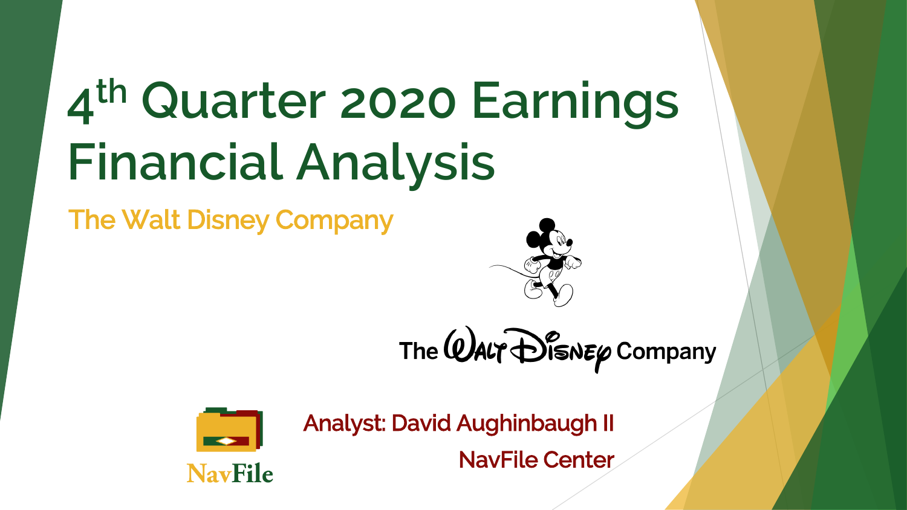# 4th Quarter 2020 Earnings Financial Analysis

## The Walt Disney Company

The Walt Disney Company

NavFile

Analyst: David Aughinbaugh II

NavFile Center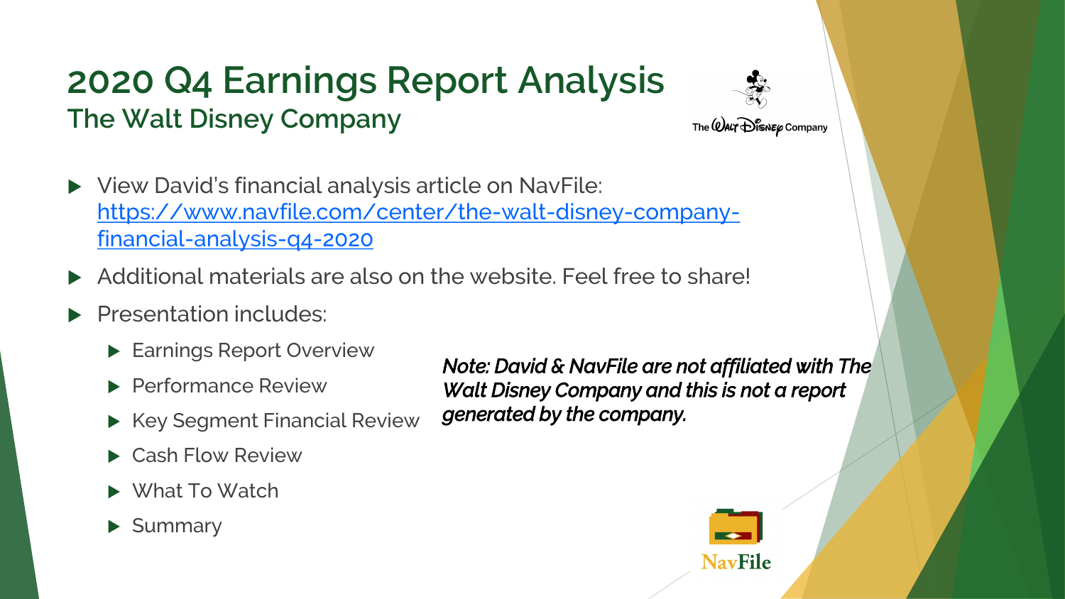# 2020 Q4 Earnings Report Analysis

## The Walt Disney Company

- View David's financial analysis article on NavFile: https://www.navfile.com/center/the-walt-disney-company-financial-analysis-q4-2020
- Additional materials are also on the website. Feel free to share!
- Presentation includes:
  - Earnings Report Overview
  - Performance Review
  - Key Segment Financial Review
  - Cash Flow Review
  - What To Watch
  - Summary

***Note: David & NavFile are not affiliated with The Walt Disney Company and this is not a report generated by the company.***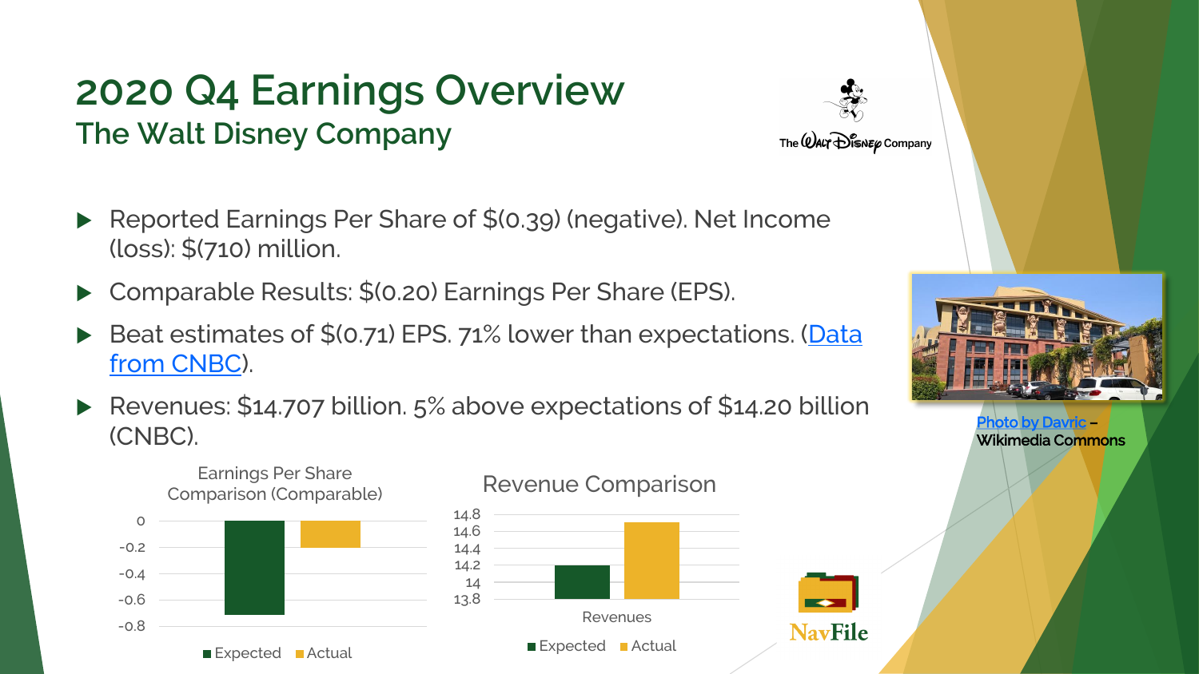# 2020 Q4 Earnings Overview

## The Walt Disney Company

- Reported Earnings Per Share of $(0.39) (negative). Net Income (loss): $(710) million.
- Comparable Results: $(0.20) Earnings Per Share (EPS).
- Beat estimates of $(0.71) EPS. 71% lower than expectations. (Data from CNBC).
- Revenues: $14.707 billion. 5% above expectations of $14.20 billion (CNBC).

Earnings Per Share Comparison (Comparable)

| | Expected | Actual |
|---|---|---|
| EPS | -0.71 | -0.20 |

Revenue Comparison

| | Expected | Actual |
|---|---|---|
| Revenues | 14.20 | 14.707 |

Photo by Davric – Wikimedia Commons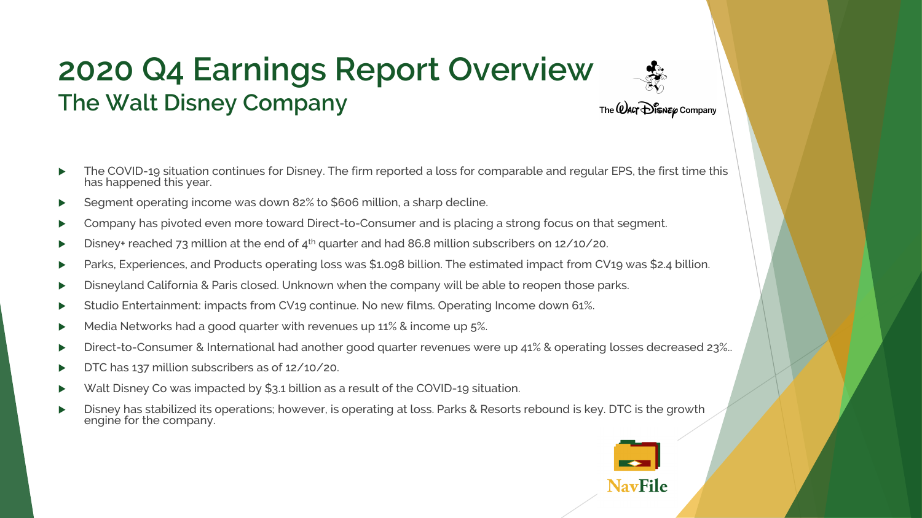# 2020 Q4 Earnings Report Overview

## The Walt Disney Company

- The COVID-19 situation continues for Disney. The firm reported a loss for comparable and regular EPS, the first time this has happened this year.
- Segment operating income was down 82% to $606 million, a sharp decline.
- Company has pivoted even more toward Direct-to-Consumer and is placing a strong focus on that segment.
- Disney+ reached 73 million at the end of 4th quarter and had 86.8 million subscribers on 12/10/20.
- Parks, Experiences, and Products operating loss was $1.098 billion. The estimated impact from CV19 was $2.4 billion.
- Disneyland California & Paris closed. Unknown when the company will be able to reopen those parks.
- Studio Entertainment: impacts from CV19 continue. No new films. Operating Income down 61%.
- Media Networks had a good quarter with revenues up 11% & income up 5%.
- Direct-to-Consumer & International had another good quarter revenues were up 41% & operating losses decreased 23%..
- DTC has 137 million subscribers as of 12/10/20.
- Walt Disney Co was impacted by $3.1 billion as a result of the COVID-19 situation.
- Disney has stabilized its operations; however, is operating at loss. Parks & Resorts rebound is key. DTC is the growth engine for the company.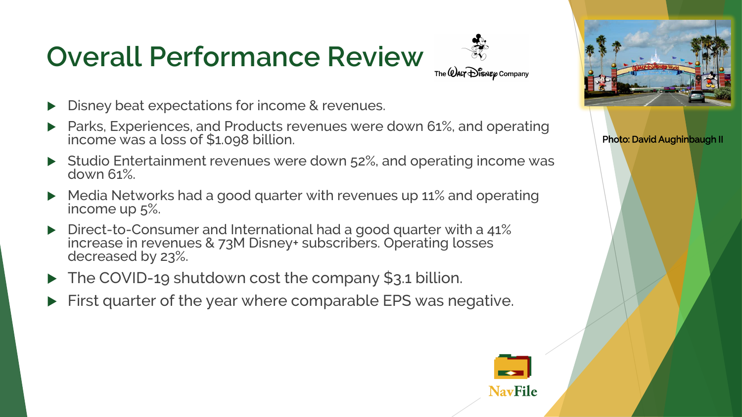# Overall Performance Review

- Disney beat expectations for income & revenues.
- Parks, Experiences, and Products revenues were down 61%, and operating income was a loss of $1.098 billion.
- Studio Entertainment revenues were down 52%, and operating income was down 61%.
- Media Networks had a good quarter with revenues up 11% and operating income up 5%.
- Direct-to-Consumer and International had a good quarter with a 41% increase in revenues & 73M Disney+ subscribers. Operating losses decreased by 23%.
- The COVID-19 shutdown cost the company $3.1 billion.
- First quarter of the year where comparable EPS was negative.

Photo: David Aughinbaugh II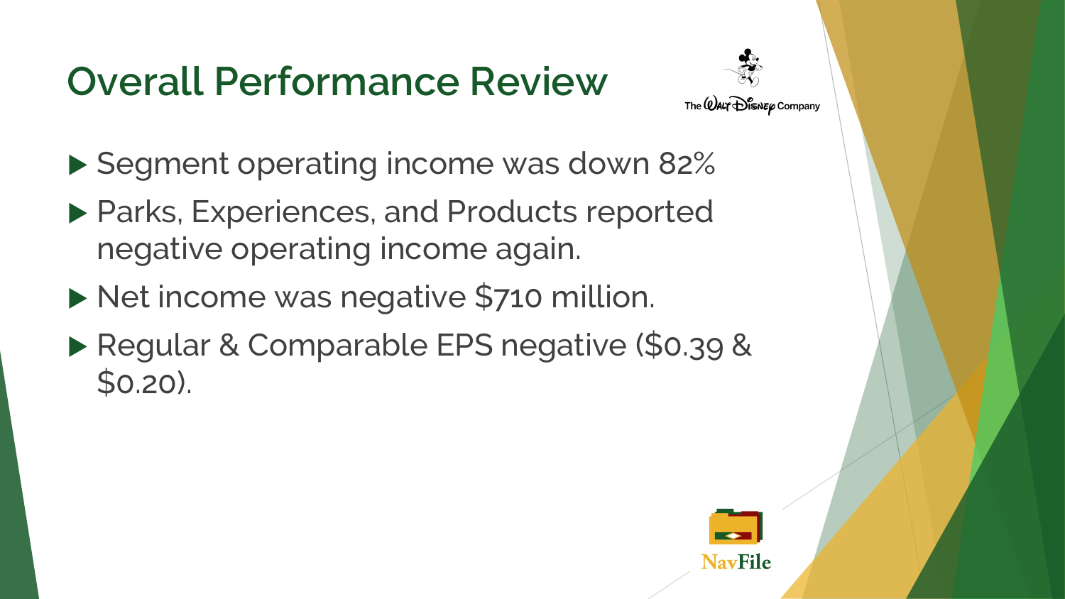# Overall Performance Review

- Segment operating income was down 82%
- Parks, Experiences, and Products reported negative operating income again.
- Net income was negative $710 million.
- Regular & Comparable EPS negative ($0.39 & $0.20).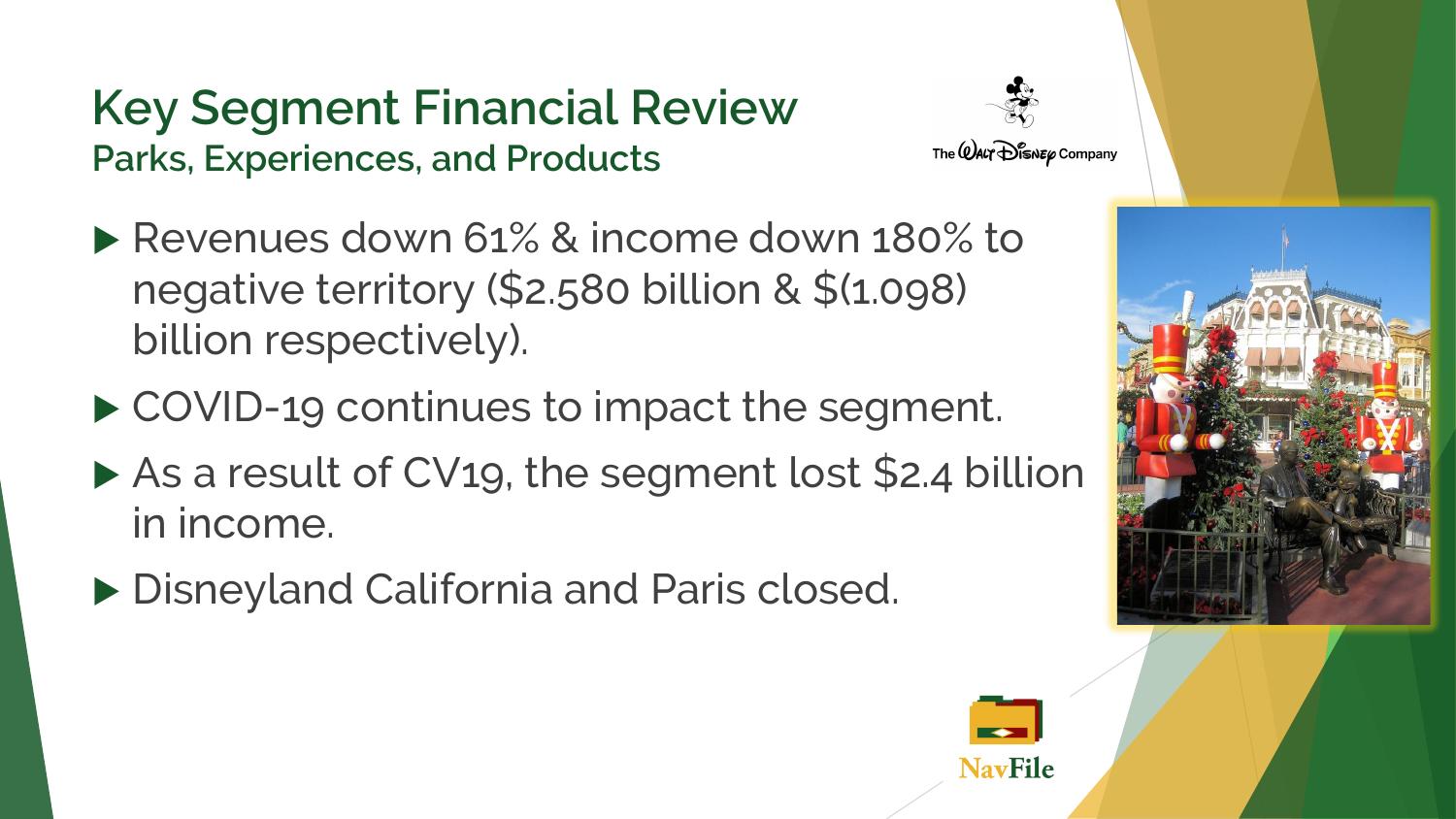# Key Segment Financial Review

## Parks, Experiences, and Products

- Revenues down 61% & income down 180% to negative territory ($2.580 billion & $(1.098) billion respectively).
- COVID-19 continues to impact the segment.
- As a result of CV19, the segment lost $2.4 billion in income.
- Disneyland California and Paris closed.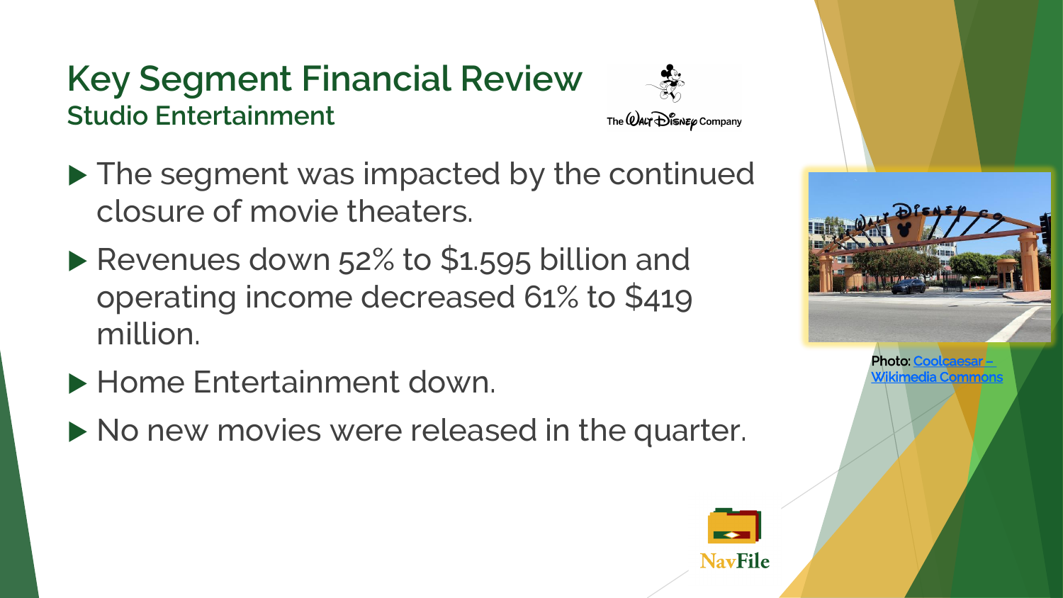# Key Segment Financial Review

## Studio Entertainment

- The segment was impacted by the continued closure of movie theaters.
- Revenues down 52% to $1.595 billion and operating income decreased 61% to $419 million.
- Home Entertainment down.
- No new movies were released in the quarter.

Photo: Coolcaesar – Wikimedia Commons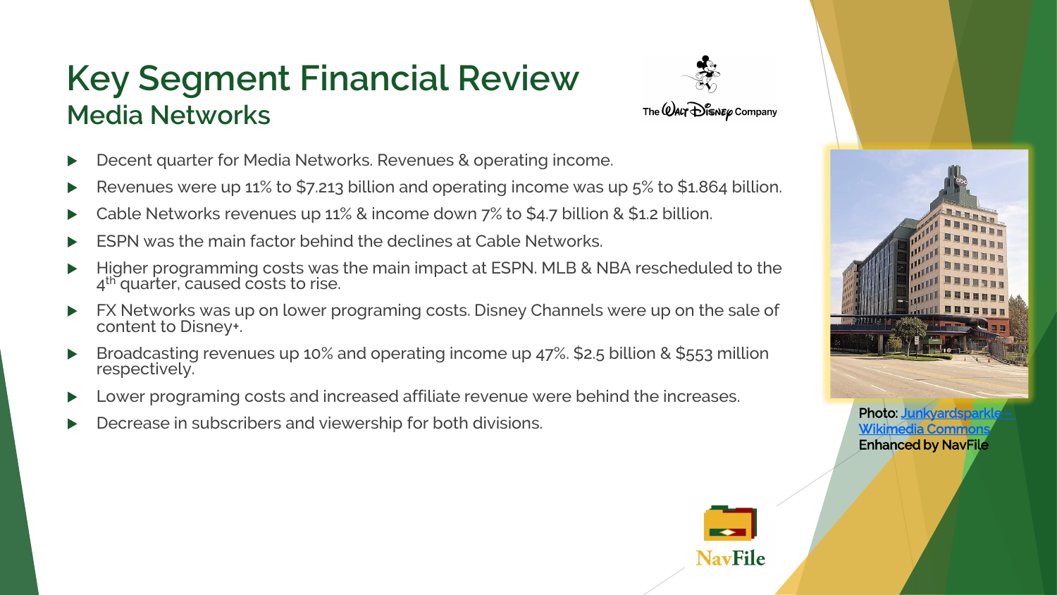# Key Segment Financial Review

## Media Networks

- Decent quarter for Media Networks. Revenues & operating income.
- Revenues were up 11% to $7.213 billion and operating income was up 5% to $1.864 billion.
- Cable Networks revenues up 11% & income down 7% to $4.7 billion & $1.2 billion.
- ESPN was the main factor behind the declines at Cable Networks.
- Higher programming costs was the main impact at ESPN. MLB & NBA rescheduled to the 4th quarter, caused costs to rise.
- FX Networks was up on lower programing costs. Disney Channels were up on the sale of content to Disney+.
- Broadcasting revenues up 10% and operating income up 47%. $2.5 billion & $553 million respectively.
- Lower programing costs and increased affiliate revenue were behind the increases.
- Decrease in subscribers and viewership for both divisions.

Photo: Junkyardsparkle – Wikimedia Commons
Enhanced by NavFile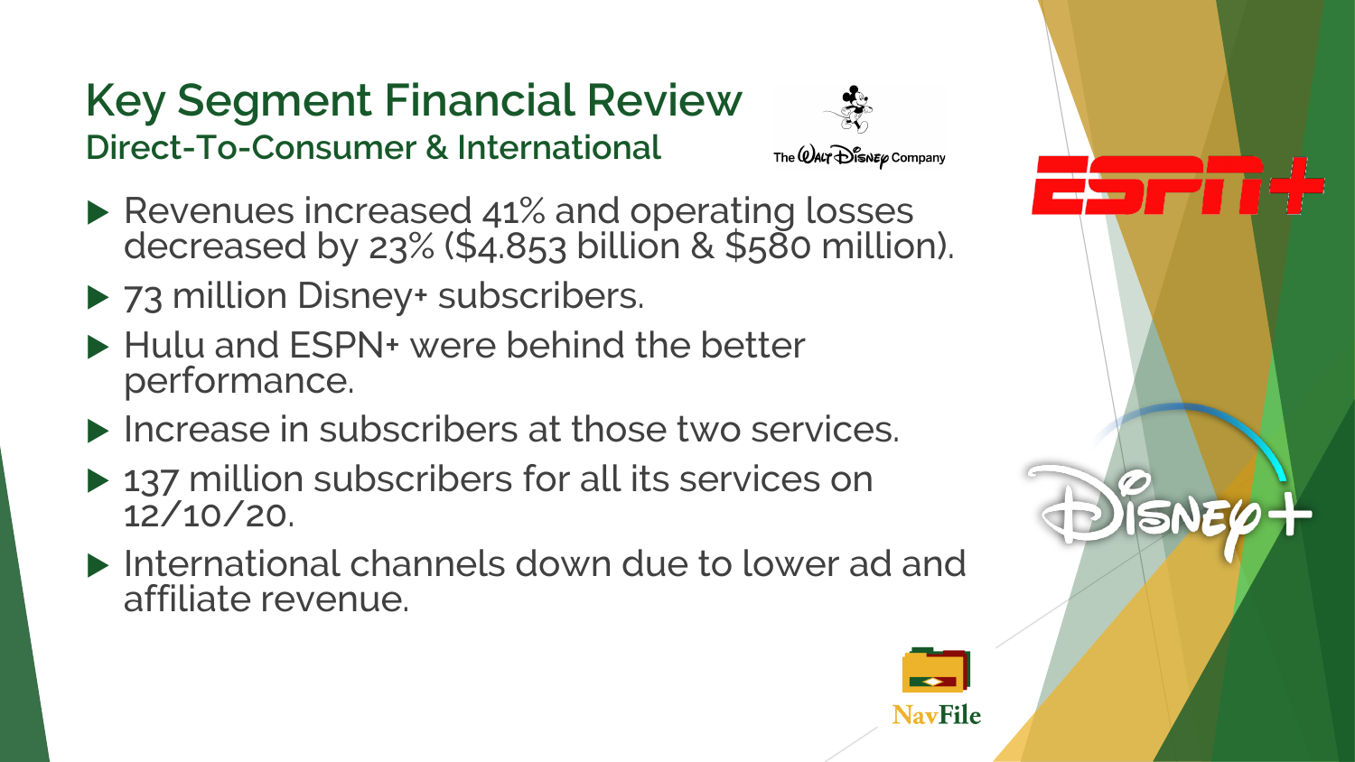# Key Segment Financial Review

## Direct-To-Consumer & International

- Revenues increased 41% and operating losses decreased by 23% ($4.853 billion & $580 million).
- 73 million Disney+ subscribers.
- Hulu and ESPN+ were behind the better performance.
- Increase in subscribers at those two services.
- 137 million subscribers for all its services on 12/10/20.
- International channels down due to lower ad and affiliate revenue.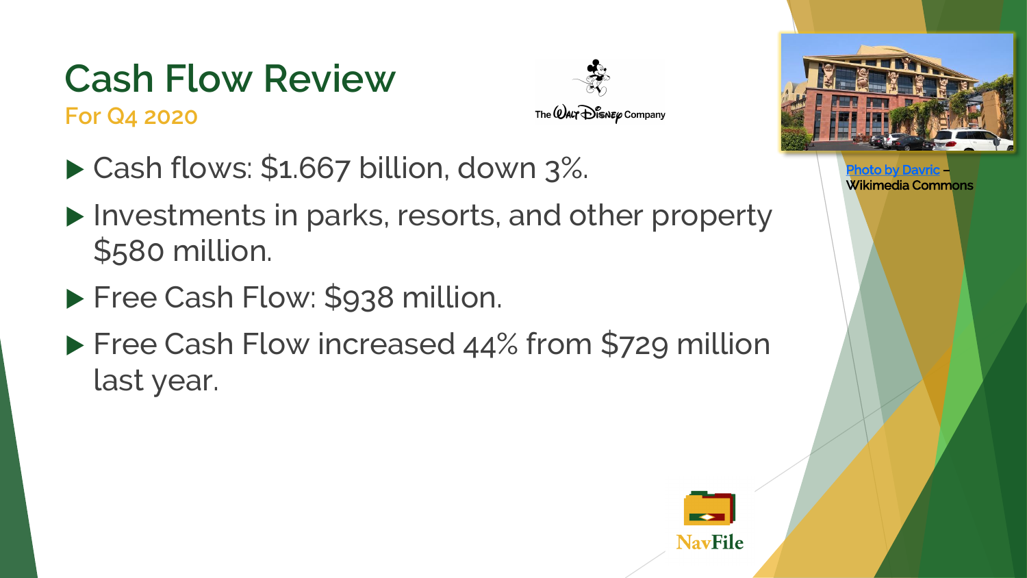# Cash Flow Review

**For Q4 2020**

- Cash flows: $1.667 billion, down 3%.
- Investments in parks, resorts, and other property $580 million.
- Free Cash Flow: $938 million.
- Free Cash Flow increased 44% from $729 million last year.

Photo by Davric – Wikimedia Commons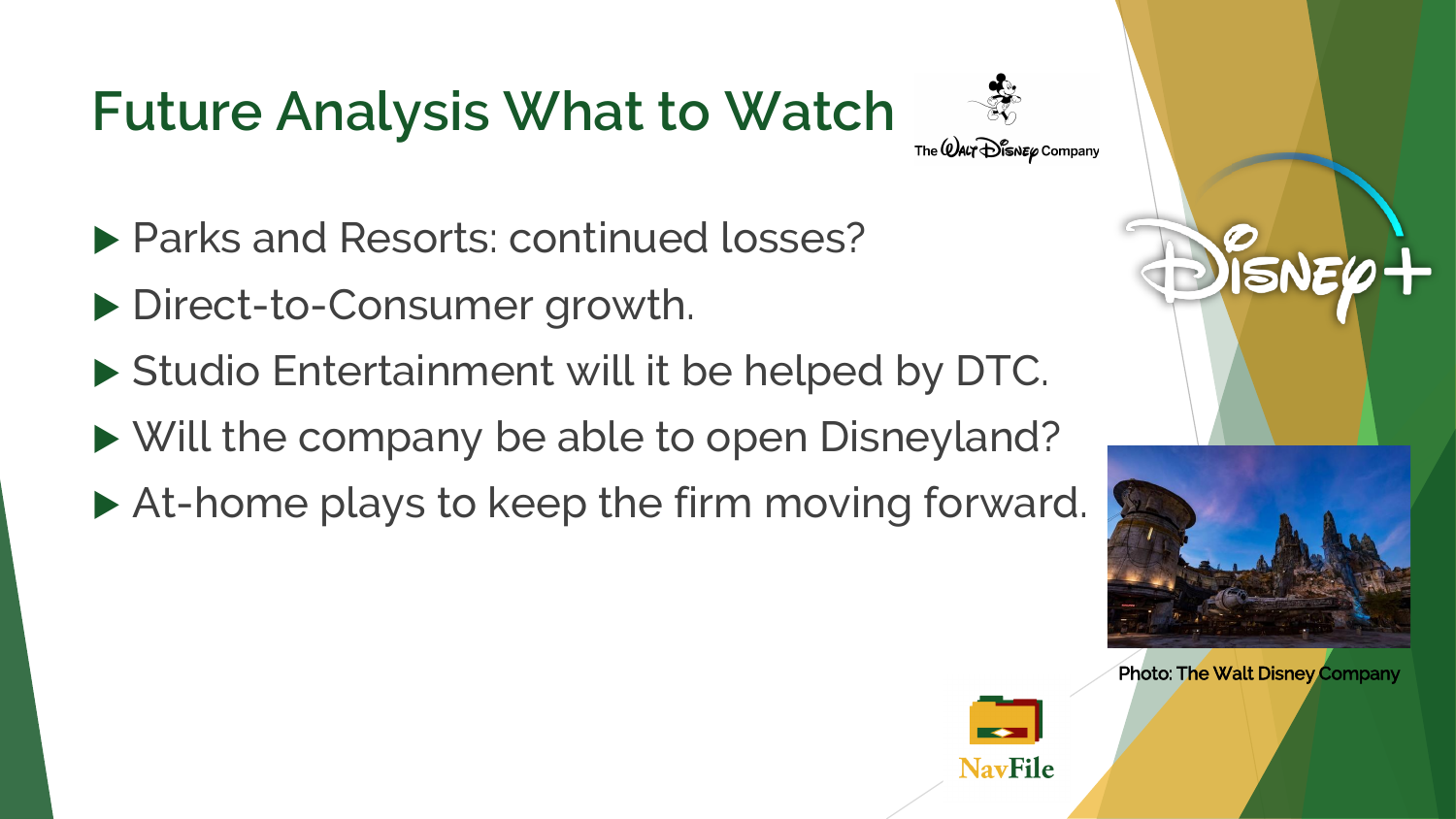# Future Analysis What to Watch

- Parks and Resorts: continued losses?
- Direct-to-Consumer growth.
- Studio Entertainment will it be helped by DTC.
- Will the company be able to open Disneyland?
- At-home plays to keep the firm moving forward.

Photo: The Walt Disney Company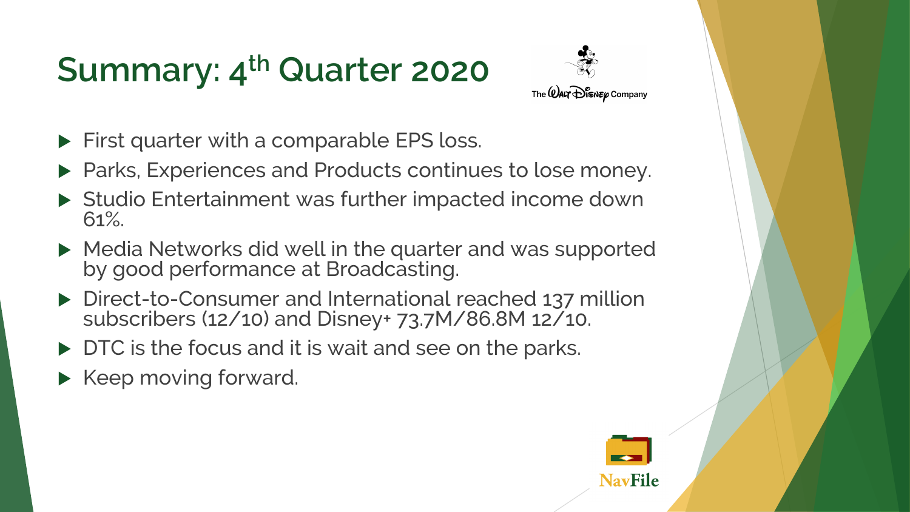# Summary: $4^{th}$ Quarter 2020

- First quarter with a comparable EPS loss.
- Parks, Experiences and Products continues to lose money.
- Studio Entertainment was further impacted income down 61%.
- Media Networks did well in the quarter and was supported by good performance at Broadcasting.
- Direct-to-Consumer and International reached 137 million subscribers (12/10) and Disney+ 73.7M/86.8M 12/10.
- DTC is the focus and it is wait and see on the parks.
- Keep moving forward.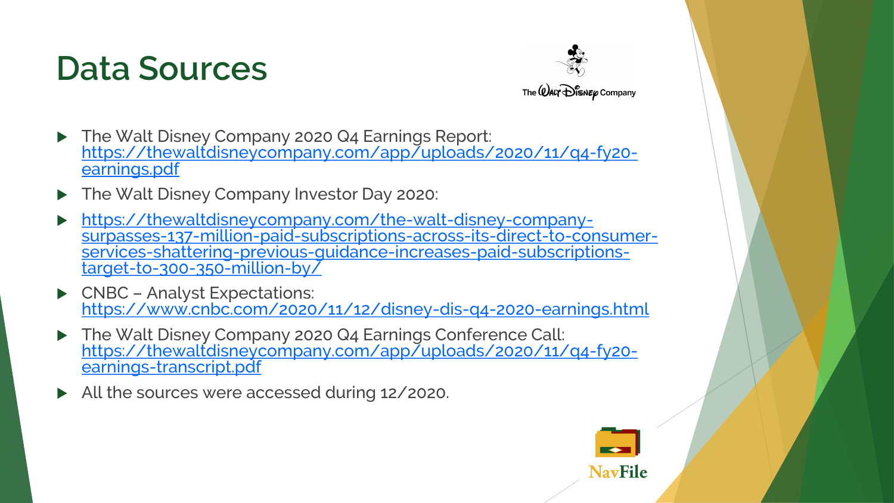# Data Sources

- The Walt Disney Company 2020 Q4 Earnings Report: https://thewaltdisneycompany.com/app/uploads/2020/11/q4-fy20-earnings.pdf
- The Walt Disney Company Investor Day 2020:
- https://thewaltdisneycompany.com/the-walt-disney-company-surpasses-137-million-paid-subscriptions-across-its-direct-to-consumer-services-shattering-previous-guidance-increases-paid-subscriptions-target-to-300-350-million-by/
- CNBC – Analyst Expectations: https://www.cnbc.com/2020/11/12/disney-dis-q4-2020-earnings.html
- The Walt Disney Company 2020 Q4 Earnings Conference Call: https://thewaltdisneycompany.com/app/uploads/2020/11/q4-fy20-earnings-transcript.pdf
- All the sources were accessed during 12/2020.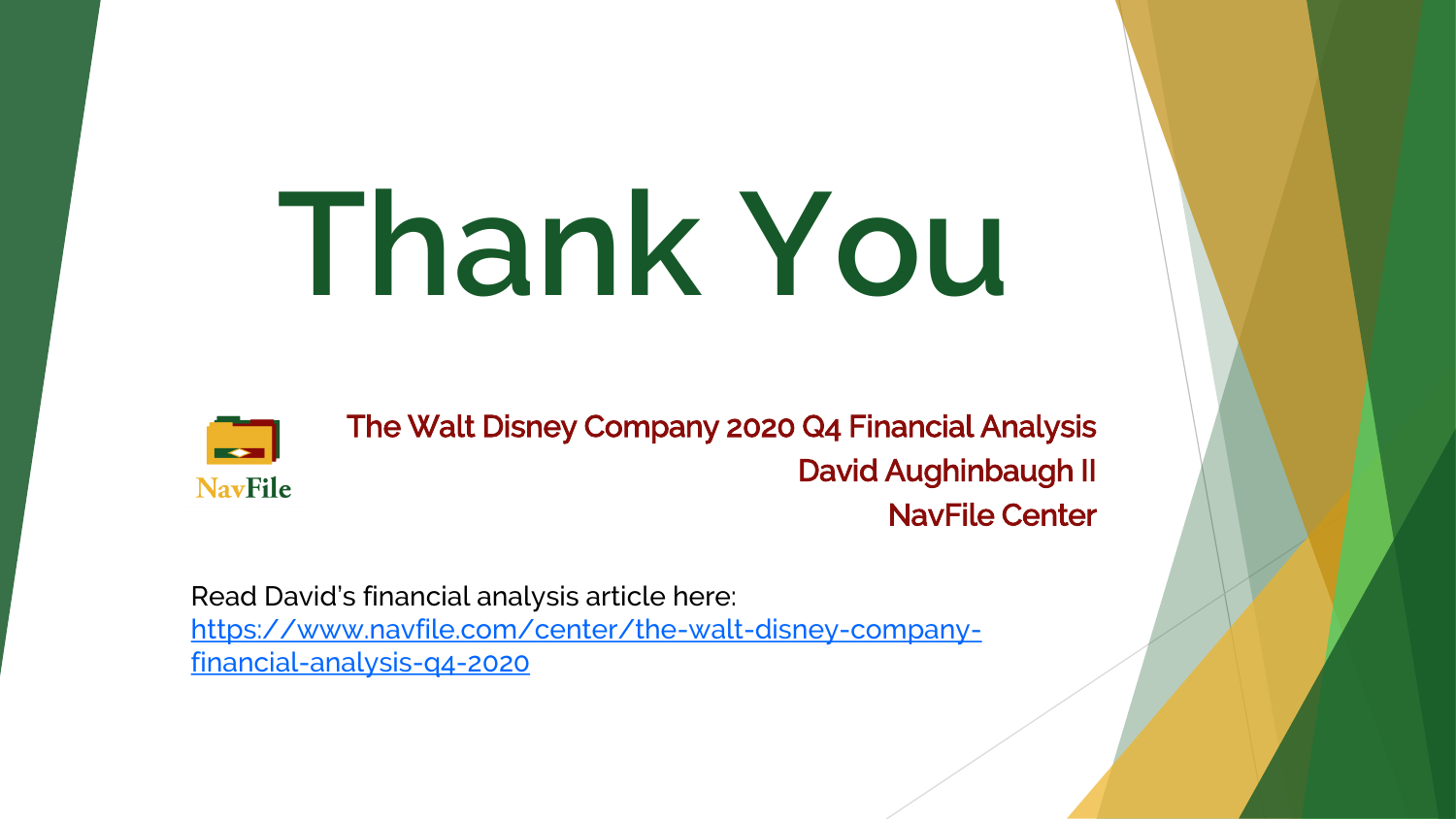# Thank You

NavFile

**The Walt Disney Company 2020 Q4 Financial Analysis**
**David Aughinbaugh II**
**NavFile Center**

Read David's financial analysis article here:
https://www.navfile.com/center/the-walt-disney-company-financial-analysis-q4-2020